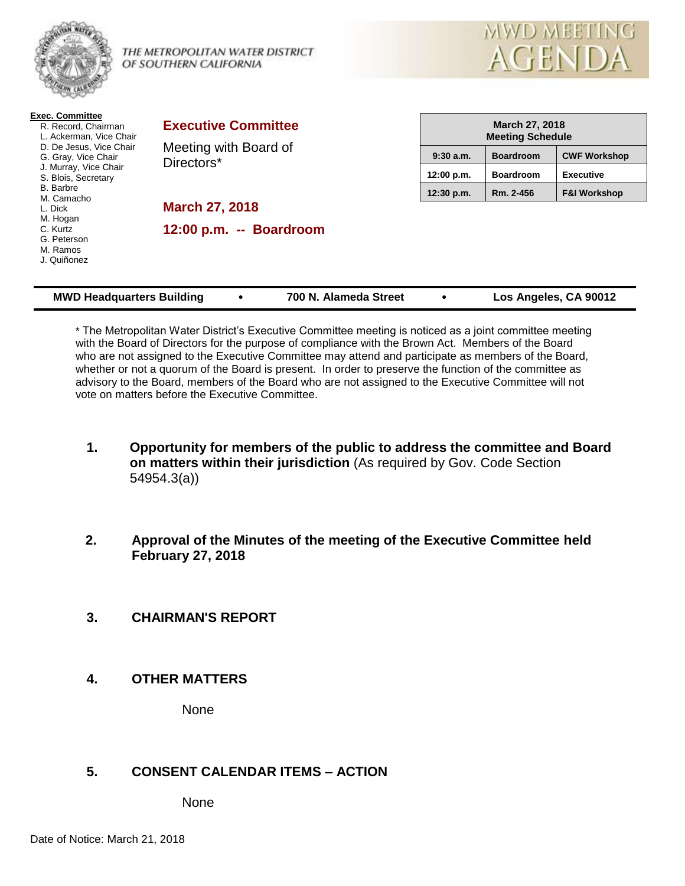THE METROPOLITAN WATER DISTRICT OF SOUTHERN CALIFORNIA

# MWD MEETING AGENDA

**Exec. Committee**

- R. Record, Chairman
- L. Ackerman, Vice Chair
- D. De Jesus, Vice Chair
- G. Gray, Vice Chair
- J. Murray, Vice Chair
- S. Blois, Secretary
- B. Barbre
- M. Camacho
- L. Dick
- M. Hogan
- C. Kurtz
- G. Peterson
- M. Ramos
- J. Quiñonez

## Executive Committee

Meeting with Board of Directors*

**March 27, 2018**

**12:00 p.m. -- Boardroom**

| March 27, 2018 Meeting Schedule | | |
|---|---|---|
| 9:30 a.m. | Boardroom | CWF Workshop |
| 12:00 p.m. | Boardroom | Executive |
| 12:30 p.m. | Rm. 2-456 | F&I Workshop |

**MWD Headquarters Building • 700 N. Alameda Street • Los Angeles, CA 90012**

* The Metropolitan Water District's Executive Committee meeting is noticed as a joint committee meeting with the Board of Directors for the purpose of compliance with the Brown Act. Members of the Board who are not assigned to the Executive Committee may attend and participate as members of the Board, whether or not a quorum of the Board is present. In order to preserve the function of the committee as advisory to the Board, members of the Board who are not assigned to the Executive Committee will not vote on matters before the Executive Committee.

1. **Opportunity for members of the public to address the committee and Board on matters within their jurisdiction** (As required by Gov. Code Section 54954.3(a))

2. **Approval of the Minutes of the meeting of the Executive Committee held February 27, 2018**

3. **CHAIRMAN'S REPORT**

4. **OTHER MATTERS**

   None

5. **CONSENT CALENDAR ITEMS – ACTION**

   None

Date of Notice: March 21, 2018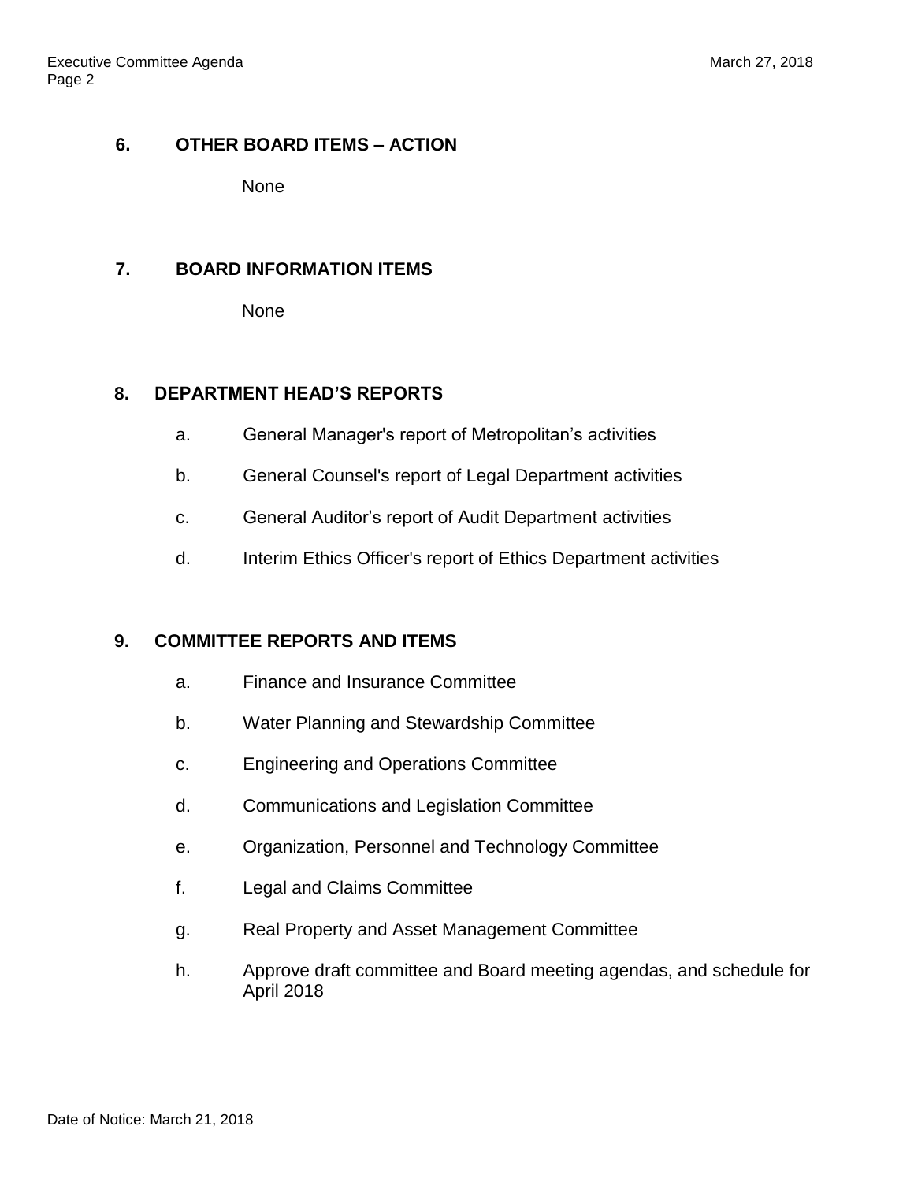## 6. OTHER BOARD ITEMS – ACTION

None

## 7. BOARD INFORMATION ITEMS

None

## 8. DEPARTMENT HEAD'S REPORTS

a. General Manager's report of Metropolitan's activities

b. General Counsel's report of Legal Department activities

c. General Auditor's report of Audit Department activities

d. Interim Ethics Officer's report of Ethics Department activities

## 9. COMMITTEE REPORTS AND ITEMS

a. Finance and Insurance Committee

b. Water Planning and Stewardship Committee

c. Engineering and Operations Committee

d. Communications and Legislation Committee

e. Organization, Personnel and Technology Committee

f. Legal and Claims Committee

g. Real Property and Asset Management Committee

h. Approve draft committee and Board meeting agendas, and schedule for April 2018

Date of Notice: March 21, 2018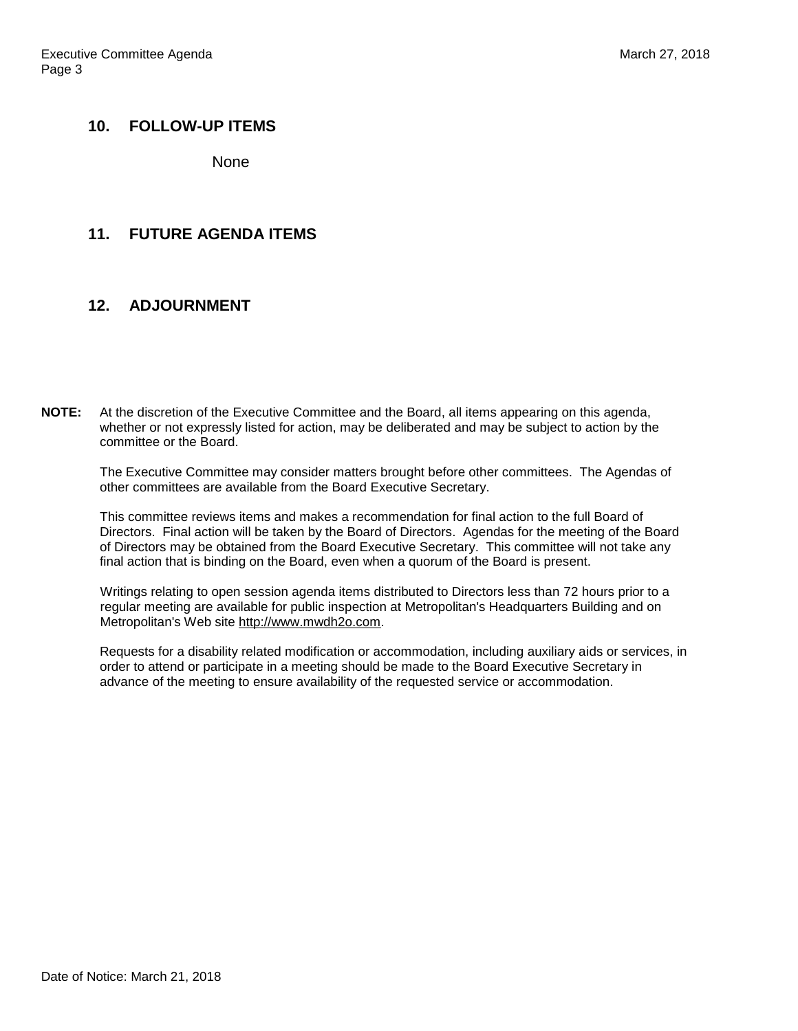## 10. FOLLOW-UP ITEMS

None

## 11. FUTURE AGENDA ITEMS

## 12. ADJOURNMENT

**NOTE:** At the discretion of the Executive Committee and the Board, all items appearing on this agenda, whether or not expressly listed for action, may be deliberated and may be subject to action by the committee or the Board.

The Executive Committee may consider matters brought before other committees. The Agendas of other committees are available from the Board Executive Secretary.

This committee reviews items and makes a recommendation for final action to the full Board of Directors. Final action will be taken by the Board of Directors. Agendas for the meeting of the Board of Directors may be obtained from the Board Executive Secretary. This committee will not take any final action that is binding on the Board, even when a quorum of the Board is present.

Writings relating to open session agenda items distributed to Directors less than 72 hours prior to a regular meeting are available for public inspection at Metropolitan's Headquarters Building and on Metropolitan's Web site http://www.mwdh2o.com.

Requests for a disability related modification or accommodation, including auxiliary aids or services, in order to attend or participate in a meeting should be made to the Board Executive Secretary in advance of the meeting to ensure availability of the requested service or accommodation.

Date of Notice: March 21, 2018